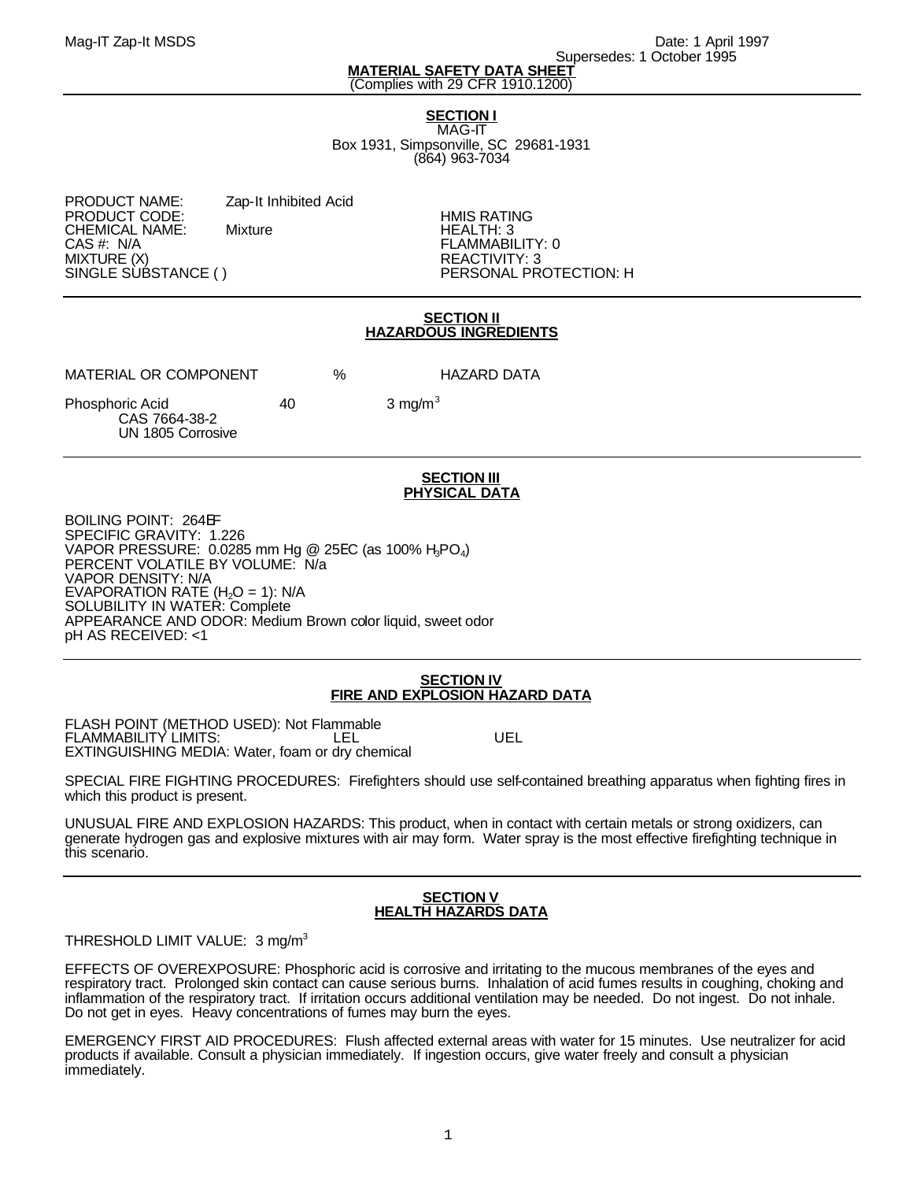Mag-IT Zap-It MSDS

Date: 1 April 1997
Supersedes: 1 October 1995

**MATERIAL SAFETY DATA SHEET**
(Complies with 29 CFR 1910.1200)

---

## SECTION I

MAG-IT
Box 1931, Simpsonville, SC 29681-1931
(864) 963-7034

PRODUCT NAME: Zap-It Inhibited Acid
PRODUCT CODE:
CHEMICAL NAME: Mixture
CAS #: N/A
MIXTURE (X)
SINGLE SUBSTANCE ( )

HMIS RATING
HEALTH: 3
FLAMMABILITY: 0
REACTIVITY: 3
PERSONAL PROTECTION: H

---

## SECTION II
## HAZARDOUS INGREDIENTS

| MATERIAL OR COMPONENT | % | HAZARD DATA |
|---|---|---|
| Phosphoric Acid<br>CAS 7664-38-2<br>UN 1805 Corrosive | 40 | 3 mg/$m^3$ |

---

## SECTION III
## PHYSICAL DATA

BOILING POINT: 264°F
SPECIFIC GRAVITY: 1.226
VAPOR PRESSURE: 0.0285 mm Hg @ 25°C (as 100% $H_3PO_4$)
PERCENT VOLATILE BY VOLUME: N/a
VAPOR DENSITY: N/A
EVAPORATION RATE ($H_2O$ = 1): N/A
SOLUBILITY IN WATER: Complete
APPEARANCE AND ODOR: Medium Brown color liquid, sweet odor
pH AS RECEIVED: <1

---

## SECTION IV
## FIRE AND EXPLOSION HAZARD DATA

FLASH POINT (METHOD USED): Not Flammable
FLAMMABILITY LIMITS: LEL UEL
EXTINGUISHING MEDIA: Water, foam or dry chemical

SPECIAL FIRE FIGHTING PROCEDURES: Firefighters should use self-contained breathing apparatus when fighting fires in which this product is present.

UNUSUAL FIRE AND EXPLOSION HAZARDS: This product, when in contact with certain metals or strong oxidizers, can generate hydrogen gas and explosive mixtures with air may form. Water spray is the most effective firefighting technique in this scenario.

---

## SECTION V
## HEALTH HAZARDS DATA

THRESHOLD LIMIT VALUE: 3 mg/$m^3$

EFFECTS OF OVEREXPOSURE: Phosphoric acid is corrosive and irritating to the mucous membranes of the eyes and respiratory tract. Prolonged skin contact can cause serious burns. Inhalation of acid fumes results in coughing, choking and inflammation of the respiratory tract. If irritation occurs additional ventilation may be needed. Do not ingest. Do not inhale. Do not get in eyes. Heavy concentrations of fumes may burn the eyes.

EMERGENCY FIRST AID PROCEDURES: Flush affected external areas with water for 15 minutes. Use neutralizer for acid products if available. Consult a physician immediately. If ingestion occurs, give water freely and consult a physician immediately.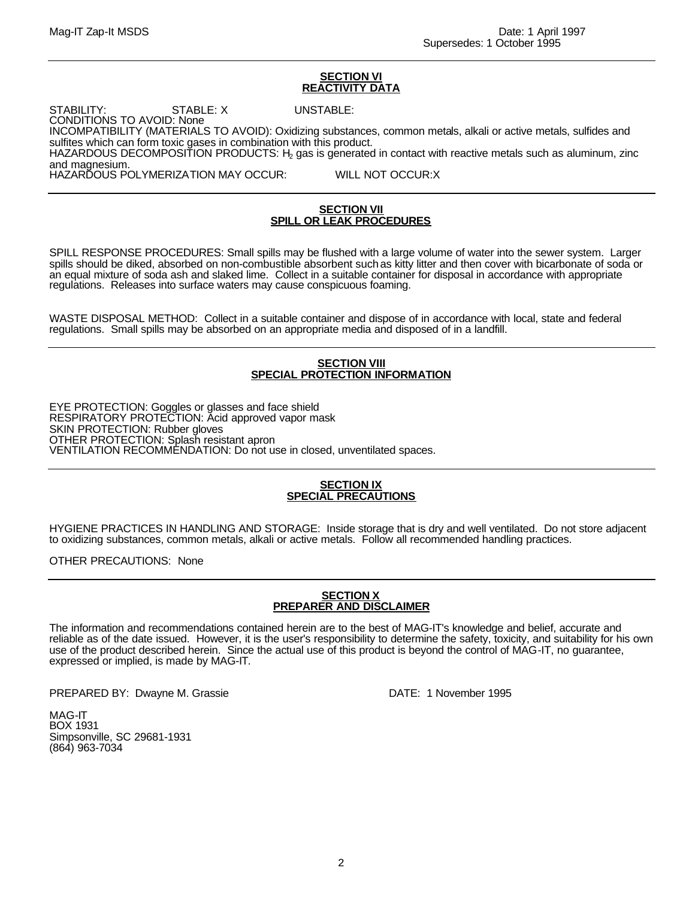## SECTION VI
## REACTIVITY DATA

STABILITY: STABLE: X UNSTABLE:
CONDITIONS TO AVOID: None
INCOMPATIBILITY (MATERIALS TO AVOID): Oxidizing substances, common metals, alkali or active metals, sulfides and sulfites which can form toxic gases in combination with this product.
HAZARDOUS DECOMPOSITION PRODUCTS: $H_2$ gas is generated in contact with reactive metals such as aluminum, zinc and magnesium.
HAZARDOUS POLYMERIZATION MAY OCCUR: WILL NOT OCCUR:X

## SECTION VII
## SPILL OR LEAK PROCEDURES

SPILL RESPONSE PROCEDURES: Small spills may be flushed with a large volume of water into the sewer system. Larger spills should be diked, absorbed on non-combustible absorbent such as kitty litter and then cover with bicarbonate of soda or an equal mixture of soda ash and slaked lime. Collect in a suitable container for disposal in accordance with appropriate regulations. Releases into surface waters may cause conspicuous foaming.

WASTE DISPOSAL METHOD: Collect in a suitable container and dispose of in accordance with local, state and federal regulations. Small spills may be absorbed on an appropriate media and disposed of in a landfill.

## SECTION VIII
## SPECIAL PROTECTION INFORMATION

EYE PROTECTION: Goggles or glasses and face shield
RESPIRATORY PROTECTION: Acid approved vapor mask
SKIN PROTECTION: Rubber gloves
OTHER PROTECTION: Splash resistant apron
VENTILATION RECOMMENDATION: Do not use in closed, unventilated spaces.

## SECTION IX
## SPECIAL PRECAUTIONS

HYGIENE PRACTICES IN HANDLING AND STORAGE: Inside storage that is dry and well ventilated. Do not store adjacent to oxidizing substances, common metals, alkali or active metals. Follow all recommended handling practices.

OTHER PRECAUTIONS: None

## SECTION X
## PREPARER AND DISCLAIMER

The information and recommendations contained herein are to the best of MAG-IT's knowledge and belief, accurate and reliable as of the date issued. However, it is the user's responsibility to determine the safety, toxicity, and suitability for his own use of the product described herein. Since the actual use of this product is beyond the control of MAG-IT, no guarantee, expressed or implied, is made by MAG-IT.

PREPARED BY: Dwayne M. Grassie DATE: 1 November 1995

MAG-IT
BOX 1931
Simpsonville, SC 29681-1931
(864) 963-7034